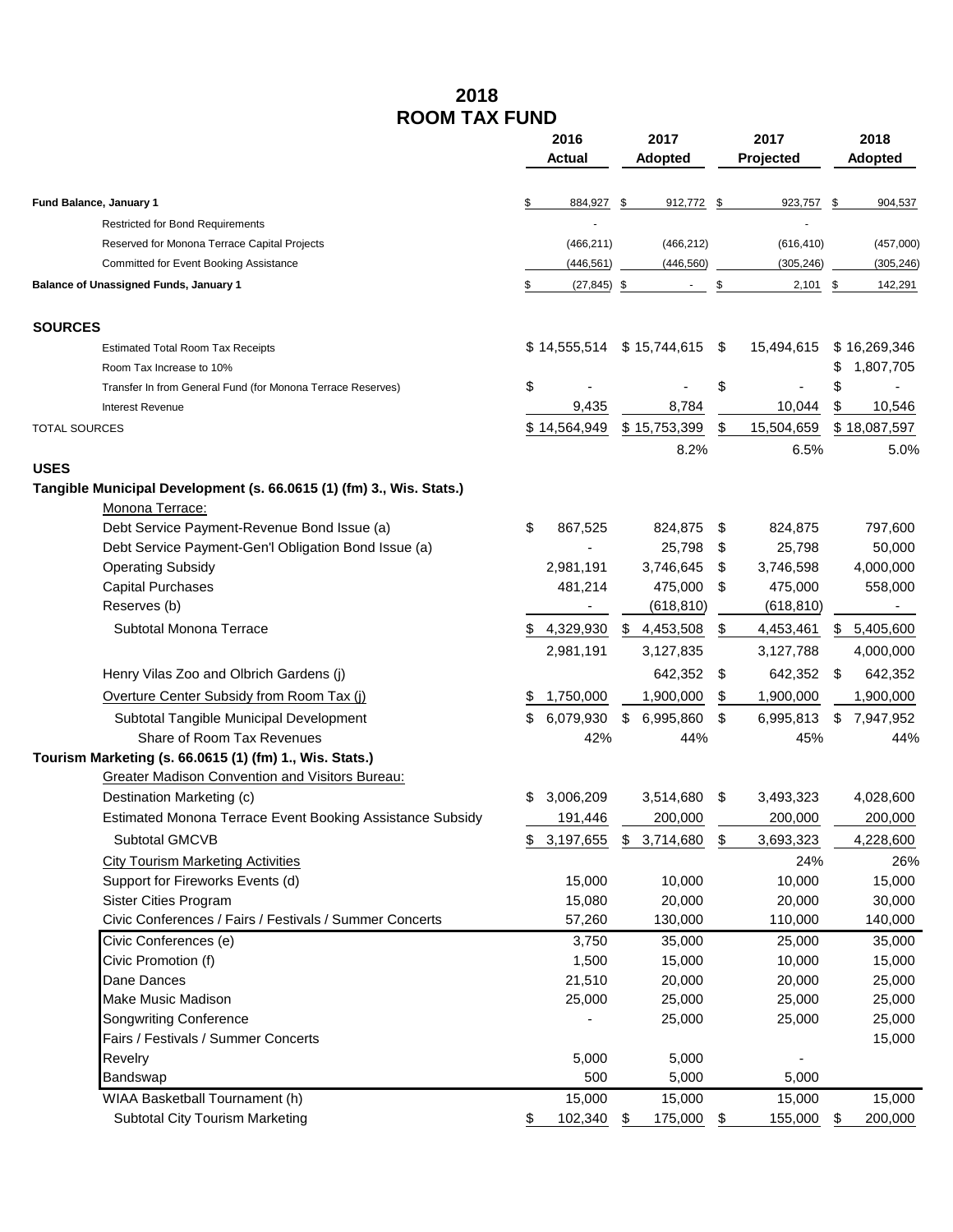# 2018
# ROOM TAX FUND

| | 2016 Actual | 2017 Adopted | 2017 Projected | 2018 Adopted |
|---|---|---|---|---|
| **Fund Balance, January 1** | $ 884,927 | $ 912,772 | $ 923,757 | $ 904,537 |
| Restricted for Bond Requirements | - | | - | |
| Reserved for Monona Terrace Capital Projects | (466,211) | (466,212) | (616,410) | (457,000) |
| Committed for Event Booking Assistance | (446,561) | (446,560) | (305,246) | (305,246) |
| **Balance of Unassigned Funds, January 1** | $ (27,845) | $ - | $ 2,101 | $ 142,291 |
| | | | | |
| **SOURCES** | | | | |
| Estimated Total Room Tax Receipts | $ 14,555,514 | $ 15,744,615 | $ 15,494,615 | $ 16,269,346 |
| Room Tax Increase to 10% | | | | $ 1,807,705 |
| Transfer In from General Fund (for Monona Terrace Reserves) | $ - | - | $ - | $ - |
| Interest Revenue | 9,435 | 8,784 | 10,044 | $ 10,546 |
| TOTAL SOURCES | $ 14,564,949 | $ 15,753,399 | $ 15,504,659 | $ 18,087,597 |
| | | 8.2% | 6.5% | 5.0% |
| **USES** | | | | |
| **Tangible Municipal Development (s. 66.0615 (1) (fm) 3., Wis. Stats.)** | | | | |
| Monona Terrace: | | | | |
| Debt Service Payment-Revenue Bond Issue (a) | $ 867,525 | 824,875 | $ 824,875 | 797,600 |
| Debt Service Payment-Gen'l Obligation Bond Issue (a) | - | 25,798 | $ 25,798 | 50,000 |
| Operating Subsidy | 2,981,191 | 3,746,645 | $ 3,746,598 | 4,000,000 |
| Capital Purchases | 481,214 | 475,000 | $ 475,000 | 558,000 |
| Reserves (b) | - | (618,810) | (618,810) | - |
| Subtotal Monona Terrace | $ 4,329,930 | $ 4,453,508 | $ 4,453,461 | $ 5,405,600 |
| | 2,981,191 | 3,127,835 | 3,127,788 | 4,000,000 |
| Henry Vilas Zoo and Olbrich Gardens (j) | | 642,352 | $ 642,352 | $ 642,352 |
| Overture Center Subsidy from Room Tax (j) | $ 1,750,000 | 1,900,000 | $ 1,900,000 | 1,900,000 |
| Subtotal Tangible Municipal Development | $ 6,079,930 | $ 6,995,860 | $ 6,995,813 | $ 7,947,952 |
| Share of Room Tax Revenues | 42% | 44% | 45% | 44% |
| **Tourism Marketing (s. 66.0615 (1) (fm) 1., Wis. Stats.)** | | | | |
| Greater Madison Convention and Visitors Bureau: | | | | |
| Destination Marketing (c) | $ 3,006,209 | 3,514,680 | $ 3,493,323 | 4,028,600 |
| Estimated Monona Terrace Event Booking Assistance Subsidy | 191,446 | 200,000 | 200,000 | 200,000 |
| Subtotal GMCVB | $ 3,197,655 | $ 3,714,680 | $ 3,693,323 | 4,228,600 |
| City Tourism Marketing Activities | | | 24% | 26% |
| Support for Fireworks Events (d) | 15,000 | 10,000 | 10,000 | 15,000 |
| Sister Cities Program | 15,080 | 20,000 | 20,000 | 30,000 |
| Civic Conferences / Fairs / Festivals / Summer Concerts | 57,260 | 130,000 | 110,000 | 140,000 |
| Civic Conferences (e) | 3,750 | 35,000 | 25,000 | 35,000 |
| Civic Promotion (f) | 1,500 | 15,000 | 10,000 | 15,000 |
| Dane Dances | 21,510 | 20,000 | 20,000 | 25,000 |
| Make Music Madison | 25,000 | 25,000 | 25,000 | 25,000 |
| Songwriting Conference | - | 25,000 | 25,000 | 25,000 |
| Fairs / Festivals / Summer Concerts | | | | 15,000 |
| Revelry | 5,000 | 5,000 | - | |
| Bandswap | 500 | 5,000 | 5,000 | |
| WIAA Basketball Tournament (h) | 15,000 | 15,000 | 15,000 | 15,000 |
| Subtotal City Tourism Marketing | $ 102,340 | $ 175,000 | $ 155,000 | $ 200,000 |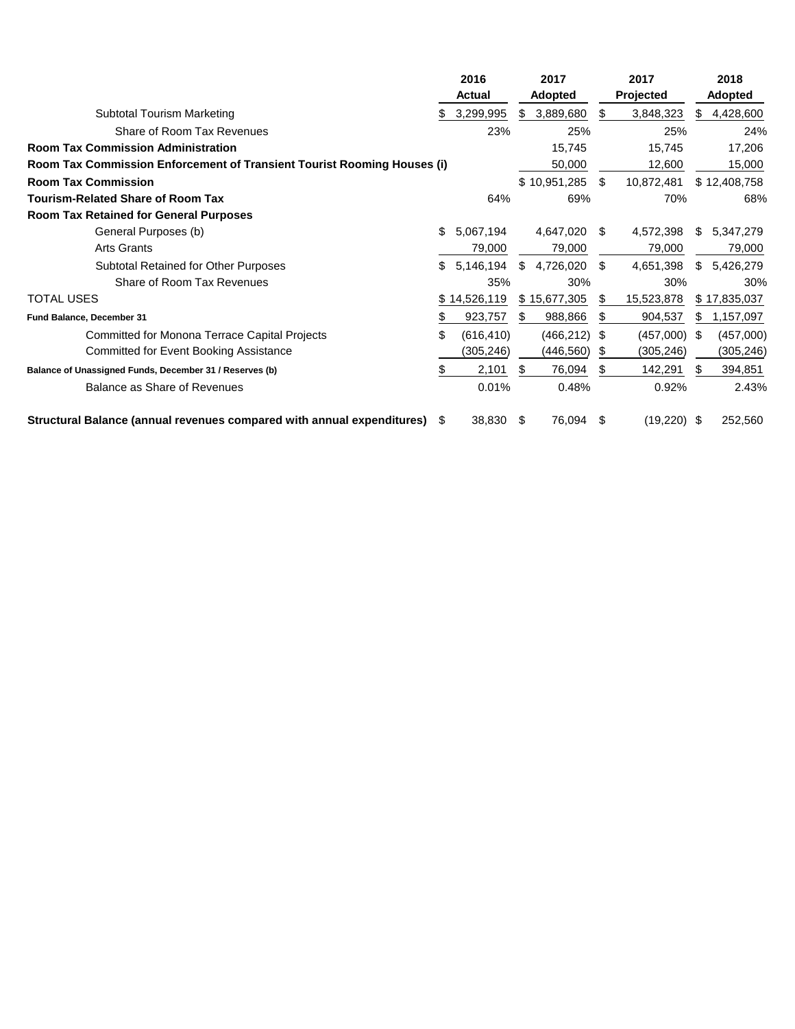| | 2016 Actual | 2017 Adopted | 2017 Projected | 2018 Adopted |
|---|---|---|---|---|
| Subtotal Tourism Marketing | $ 3,299,995 | $ 3,889,680 | $ 3,848,323 | $ 4,428,600 |
| Share of Room Tax Revenues | 23% | 25% | 25% | 24% |
| **Room Tax Commission Administration** | | 15,745 | 15,745 | 17,206 |
| **Room Tax Commission Enforcement of Transient Tourist Rooming Houses (i)** | | 50,000 | 12,600 | 15,000 |
| **Room Tax Commission** | | $ 10,951,285 | $ 10,872,481 | $ 12,408,758 |
| **Tourism-Related Share of Room Tax** | 64% | 69% | 70% | 68% |
| **Room Tax Retained for General Purposes** | | | | |
| General Purposes (b) | $ 5,067,194 | 4,647,020 | $ 4,572,398 | $ 5,347,279 |
| Arts Grants | 79,000 | 79,000 | 79,000 | 79,000 |
| Subtotal Retained for Other Purposes | $ 5,146,194 | $ 4,726,020 | $ 4,651,398 | $ 5,426,279 |
| Share of Room Tax Revenues | 35% | 30% | 30% | 30% |
| TOTAL USES | $ 14,526,119 | $ 15,677,305 | $ 15,523,878 | $ 17,835,037 |
| **Fund Balance, December 31** | $ 923,757 | $ 988,866 | $ 904,537 | $ 1,157,097 |
| Committed for Monona Terrace Capital Projects | $ (616,410) | (466,212) | $ (457,000) | $ (457,000) |
| Committed for Event Booking Assistance | (305,246) | (446,560) | $ (305,246) | (305,246) |
| **Balance of Unassigned Funds, December 31 / Reserves (b)** | $ 2,101 | $ 76,094 | $ 142,291 | $ 394,851 |
| Balance as Share of Revenues | 0.01% | 0.48% | 0.92% | 2.43% |
| **Structural Balance (annual revenues compared with annual expenditures)** | $ 38,830 | $ 76,094 | $ (19,220) | $ 252,560 |